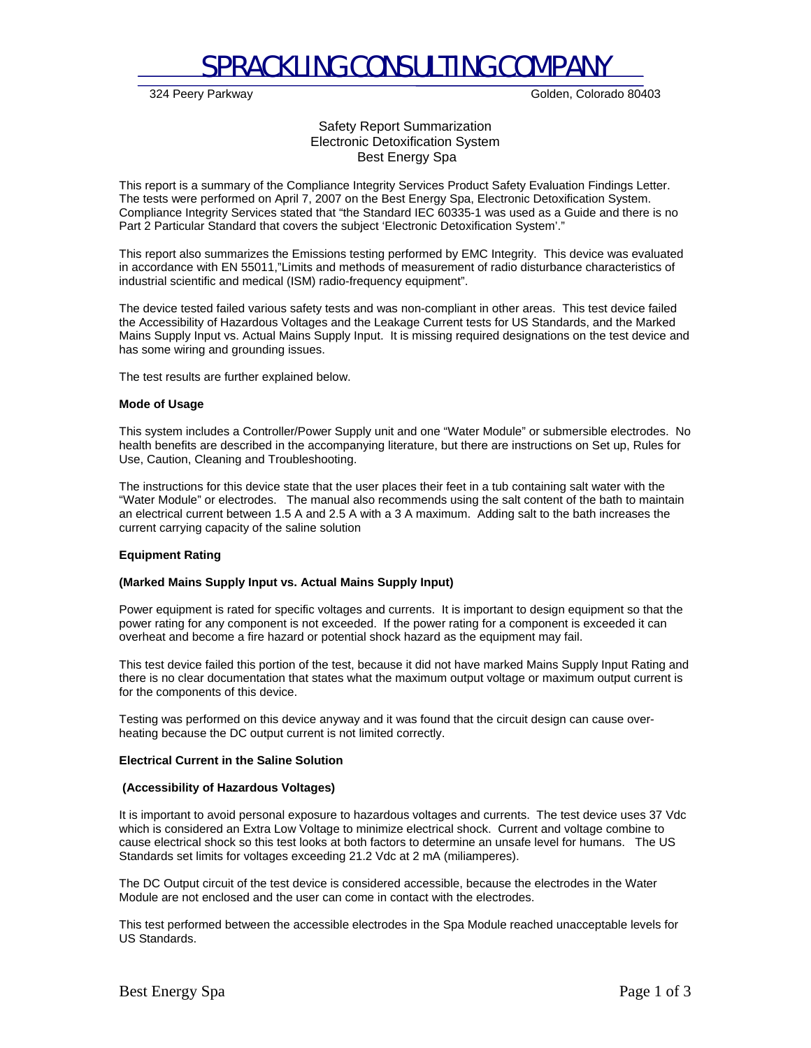# SPRACKLING CONSULTING COMPANY

324 Peery Parkway Golden, Colorado 80403

Safety Report Summarization
Electronic Detoxification System
Best Energy Spa

This report is a summary of the Compliance Integrity Services Product Safety Evaluation Findings Letter. The tests were performed on April 7, 2007 on the Best Energy Spa, Electronic Detoxification System. Compliance Integrity Services stated that "the Standard IEC 60335-1 was used as a Guide and there is no Part 2 Particular Standard that covers the subject 'Electronic Detoxification System'."

This report also summarizes the Emissions testing performed by EMC Integrity. This device was evaluated in accordance with EN 55011,"Limits and methods of measurement of radio disturbance characteristics of industrial scientific and medical (ISM) radio-frequency equipment".

The device tested failed various safety tests and was non-compliant in other areas. This test device failed the Accessibility of Hazardous Voltages and the Leakage Current tests for US Standards, and the Marked Mains Supply Input vs. Actual Mains Supply Input. It is missing required designations on the test device and has some wiring and grounding issues.

The test results are further explained below.

**Mode of Usage**

This system includes a Controller/Power Supply unit and one "Water Module" or submersible electrodes. No health benefits are described in the accompanying literature, but there are instructions on Set up, Rules for Use, Caution, Cleaning and Troubleshooting.

The instructions for this device state that the user places their feet in a tub containing salt water with the "Water Module" or electrodes. The manual also recommends using the salt content of the bath to maintain an electrical current between 1.5 A and 2.5 A with a 3 A maximum. Adding salt to the bath increases the current carrying capacity of the saline solution

**Equipment Rating**

**(Marked Mains Supply Input vs. Actual Mains Supply Input)**

Power equipment is rated for specific voltages and currents. It is important to design equipment so that the power rating for any component is not exceeded. If the power rating for a component is exceeded it can overheat and become a fire hazard or potential shock hazard as the equipment may fail.

This test device failed this portion of the test, because it did not have marked Mains Supply Input Rating and there is no clear documentation that states what the maximum output voltage or maximum output current is for the components of this device.

Testing was performed on this device anyway and it was found that the circuit design can cause over-heating because the DC output current is not limited correctly.

**Electrical Current in the Saline Solution**

**(Accessibility of Hazardous Voltages)**

It is important to avoid personal exposure to hazardous voltages and currents. The test device uses 37 Vdc which is considered an Extra Low Voltage to minimize electrical shock. Current and voltage combine to cause electrical shock so this test looks at both factors to determine an unsafe level for humans. The US Standards set limits for voltages exceeding 21.2 Vdc at 2 mA (miliamperes).

The DC Output circuit of the test device is considered accessible, because the electrodes in the Water Module are not enclosed and the user can come in contact with the electrodes.

This test performed between the accessible electrodes in the Spa Module reached unacceptable levels for US Standards.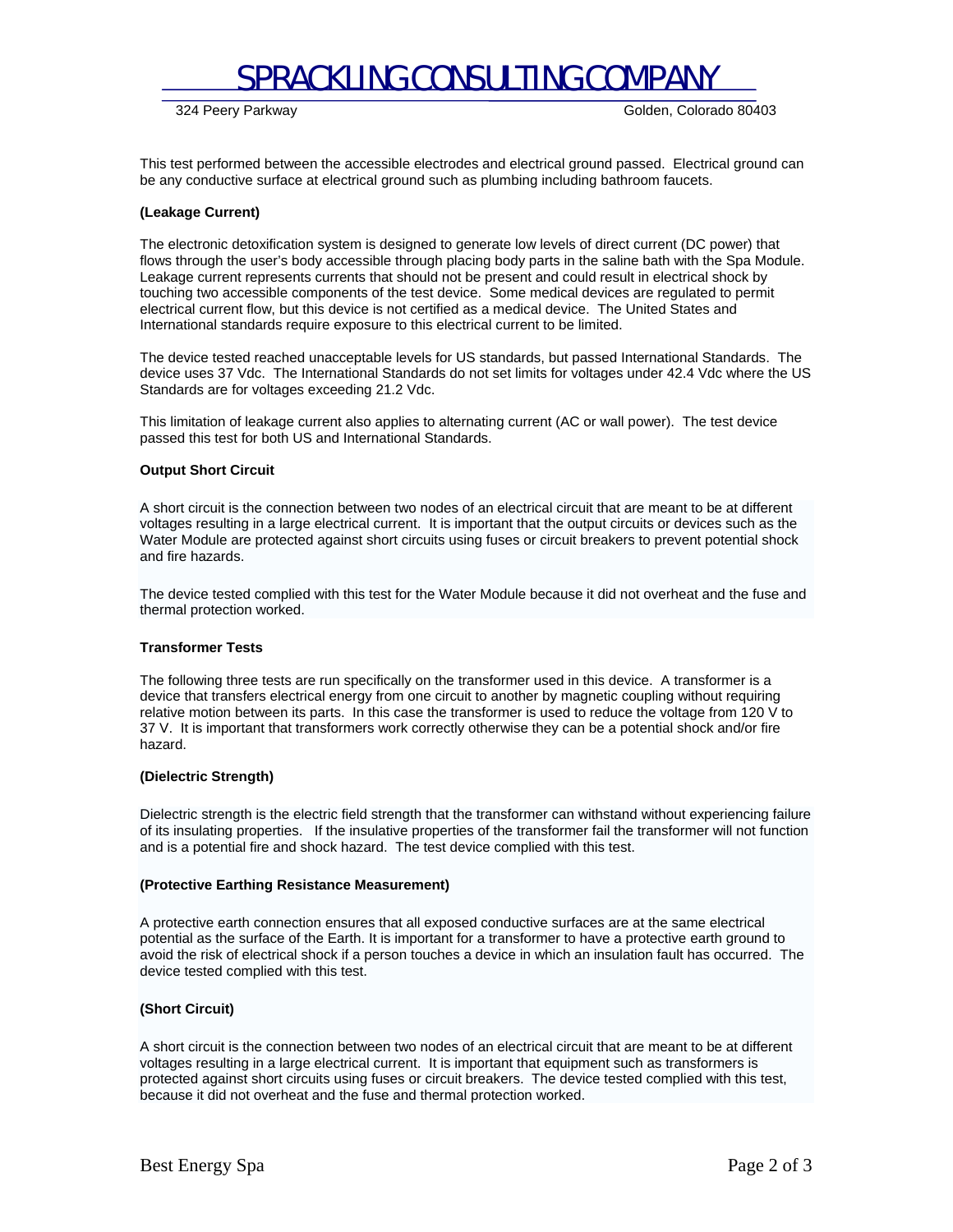This test performed between the accessible electrodes and electrical ground passed. Electrical ground can be any conductive surface at electrical ground such as plumbing including bathroom faucets.

**(Leakage Current)**

The electronic detoxification system is designed to generate low levels of direct current (DC power) that flows through the user's body accessible through placing body parts in the saline bath with the Spa Module. Leakage current represents currents that should not be present and could result in electrical shock by touching two accessible components of the test device. Some medical devices are regulated to permit electrical current flow, but this device is not certified as a medical device. The United States and International standards require exposure to this electrical current to be limited.

The device tested reached unacceptable levels for US standards, but passed International Standards. The device uses 37 Vdc. The International Standards do not set limits for voltages under 42.4 Vdc where the US Standards are for voltages exceeding 21.2 Vdc.

This limitation of leakage current also applies to alternating current (AC or wall power). The test device passed this test for both US and International Standards.

**Output Short Circuit**

A short circuit is the connection between two nodes of an electrical circuit that are meant to be at different voltages resulting in a large electrical current. It is important that the output circuits or devices such as the Water Module are protected against short circuits using fuses or circuit breakers to prevent potential shock and fire hazards.

The device tested complied with this test for the Water Module because it did not overheat and the fuse and thermal protection worked.

**Transformer Tests**

The following three tests are run specifically on the transformer used in this device. A transformer is a device that transfers electrical energy from one circuit to another by magnetic coupling without requiring relative motion between its parts. In this case the transformer is used to reduce the voltage from 120 V to 37 V. It is important that transformers work correctly otherwise they can be a potential shock and/or fire hazard.

**(Dielectric Strength)**

Dielectric strength is the electric field strength that the transformer can withstand without experiencing failure of its insulating properties. If the insulative properties of the transformer fail the transformer will not function and is a potential fire and shock hazard. The test device complied with this test.

**(Protective Earthing Resistance Measurement)**

A protective earth connection ensures that all exposed conductive surfaces are at the same electrical potential as the surface of the Earth. It is important for a transformer to have a protective earth ground to avoid the risk of electrical shock if a person touches a device in which an insulation fault has occurred. The device tested complied with this test.

**(Short Circuit)**

A short circuit is the connection between two nodes of an electrical circuit that are meant to be at different voltages resulting in a large electrical current. It is important that equipment such as transformers is protected against short circuits using fuses or circuit breakers. The device tested complied with this test, because it did not overheat and the fuse and thermal protection worked.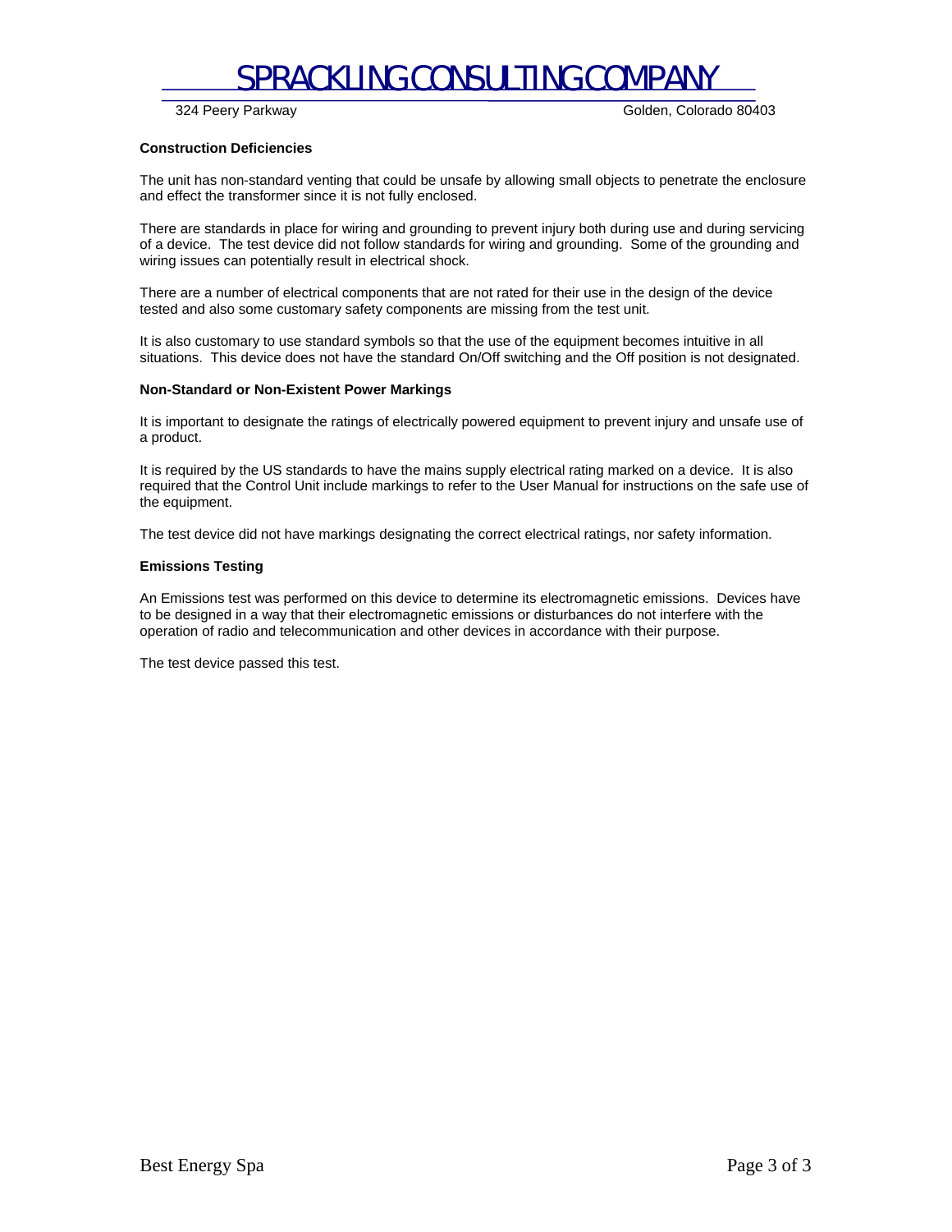### Construction Deficiencies

The unit has non-standard venting that could be unsafe by allowing small objects to penetrate the enclosure and effect the transformer since it is not fully enclosed.

There are standards in place for wiring and grounding to prevent injury both during use and during servicing of a device. The test device did not follow standards for wiring and grounding. Some of the grounding and wiring issues can potentially result in electrical shock.

There are a number of electrical components that are not rated for their use in the design of the device tested and also some customary safety components are missing from the test unit.

It is also customary to use standard symbols so that the use of the equipment becomes intuitive in all situations. This device does not have the standard On/Off switching and the Off position is not designated.

### Non-Standard or Non-Existent Power Markings

It is important to designate the ratings of electrically powered equipment to prevent injury and unsafe use of a product.

It is required by the US standards to have the mains supply electrical rating marked on a device. It is also required that the Control Unit include markings to refer to the User Manual for instructions on the safe use of the equipment.

The test device did not have markings designating the correct electrical ratings, nor safety information.

### Emissions Testing

An Emissions test was performed on this device to determine its electromagnetic emissions. Devices have to be designed in a way that their electromagnetic emissions or disturbances do not interfere with the operation of radio and telecommunication and other devices in accordance with their purpose.

The test device passed this test.